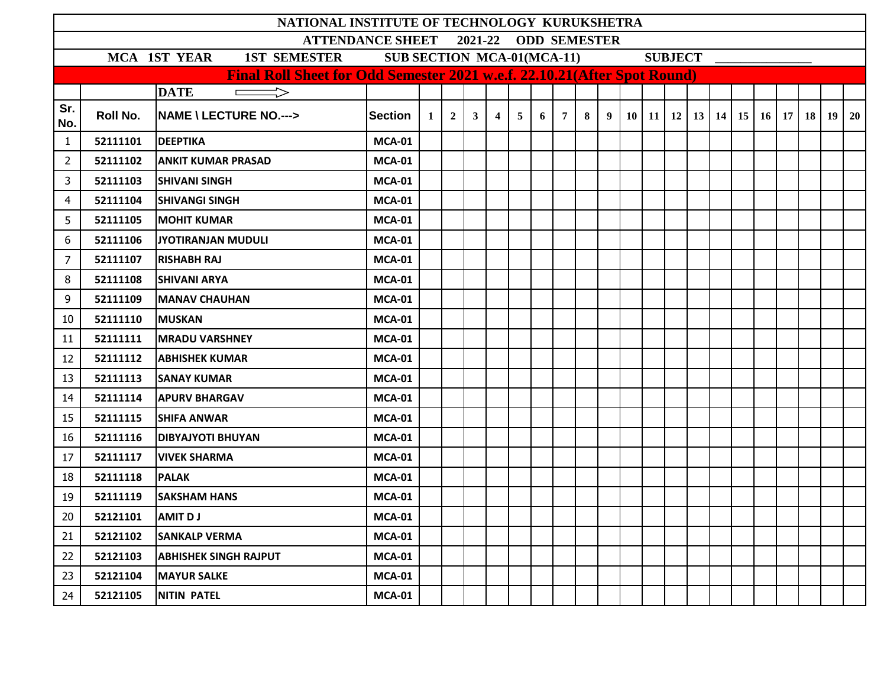# NATIONAL INSTITUTE OF TECHNOLOGY KURUKSHETRA

## ATTENDANCE SHEET 2021-22 ODD SEMESTER

**MCA 1ST YEAR 1ST SEMESTER SUB SECTION MCA-01(MCA-11) SUBJECT _______________**

**Final Roll Sheet for Odd Semester 2021 w.e.f. 22.10.21(After Spot Round)**

| | | DATE ⟹ | | | | | | | | | | | | | | | | | | | | | |
|---|---|---|---|---|---|---|---|---|---|---|---|---|---|---|---|---|---|---|---|---|---|---|---|
| Sr. No. | Roll No. | NAME \ LECTURE NO.---> | Section | 1 | 2 | 3 | 4 | 5 | 6 | 7 | 8 | 9 | 10 | 11 | 12 | 13 | 14 | 15 | 16 | 17 | 18 | 19 | 20 |
| 1 | 52111101 | DEEPTIKA | MCA-01 | | | | | | | | | | | | | | | | | | | | |
| 2 | 52111102 | ANKIT KUMAR PRASAD | MCA-01 | | | | | | | | | | | | | | | | | | | | |
| 3 | 52111103 | SHIVANI SINGH | MCA-01 | | | | | | | | | | | | | | | | | | | | |
| 4 | 52111104 | SHIVANGI SINGH | MCA-01 | | | | | | | | | | | | | | | | | | | | |
| 5 | 52111105 | MOHIT KUMAR | MCA-01 | | | | | | | | | | | | | | | | | | | | |
| 6 | 52111106 | JYOTIRANJAN MUDULI | MCA-01 | | | | | | | | | | | | | | | | | | | | |
| 7 | 52111107 | RISHABH RAJ | MCA-01 | | | | | | | | | | | | | | | | | | | | |
| 8 | 52111108 | SHIVANI ARYA | MCA-01 | | | | | | | | | | | | | | | | | | | | |
| 9 | 52111109 | MANAV CHAUHAN | MCA-01 | | | | | | | | | | | | | | | | | | | | |
| 10 | 52111110 | MUSKAN | MCA-01 | | | | | | | | | | | | | | | | | | | | |
| 11 | 52111111 | MRADU VARSHNEY | MCA-01 | | | | | | | | | | | | | | | | | | | | |
| 12 | 52111112 | ABHISHEK KUMAR | MCA-01 | | | | | | | | | | | | | | | | | | | | |
| 13 | 52111113 | SANAY KUMAR | MCA-01 | | | | | | | | | | | | | | | | | | | | |
| 14 | 52111114 | APURV BHARGAV | MCA-01 | | | | | | | | | | | | | | | | | | | | |
| 15 | 52111115 | SHIFA ANWAR | MCA-01 | | | | | | | | | | | | | | | | | | | | |
| 16 | 52111116 | DIBYAJYOTI BHUYAN | MCA-01 | | | | | | | | | | | | | | | | | | | | |
| 17 | 52111117 | VIVEK SHARMA | MCA-01 | | | | | | | | | | | | | | | | | | | | |
| 18 | 52111118 | PALAK | MCA-01 | | | | | | | | | | | | | | | | | | | | |
| 19 | 52111119 | SAKSHAM HANS | MCA-01 | | | | | | | | | | | | | | | | | | | | |
| 20 | 52121101 | AMIT D J | MCA-01 | | | | | | | | | | | | | | | | | | | | |
| 21 | 52121102 | SANKALP VERMA | MCA-01 | | | | | | | | | | | | | | | | | | | | |
| 22 | 52121103 | ABHISHEK SINGH RAJPUT | MCA-01 | | | | | | | | | | | | | | | | | | | | |
| 23 | 52121104 | MAYUR SALKE | MCA-01 | | | | | | | | | | | | | | | | | | | | |
| 24 | 52121105 | NITIN PATEL | MCA-01 | | | | | | | | | | | | | | | | | | | | |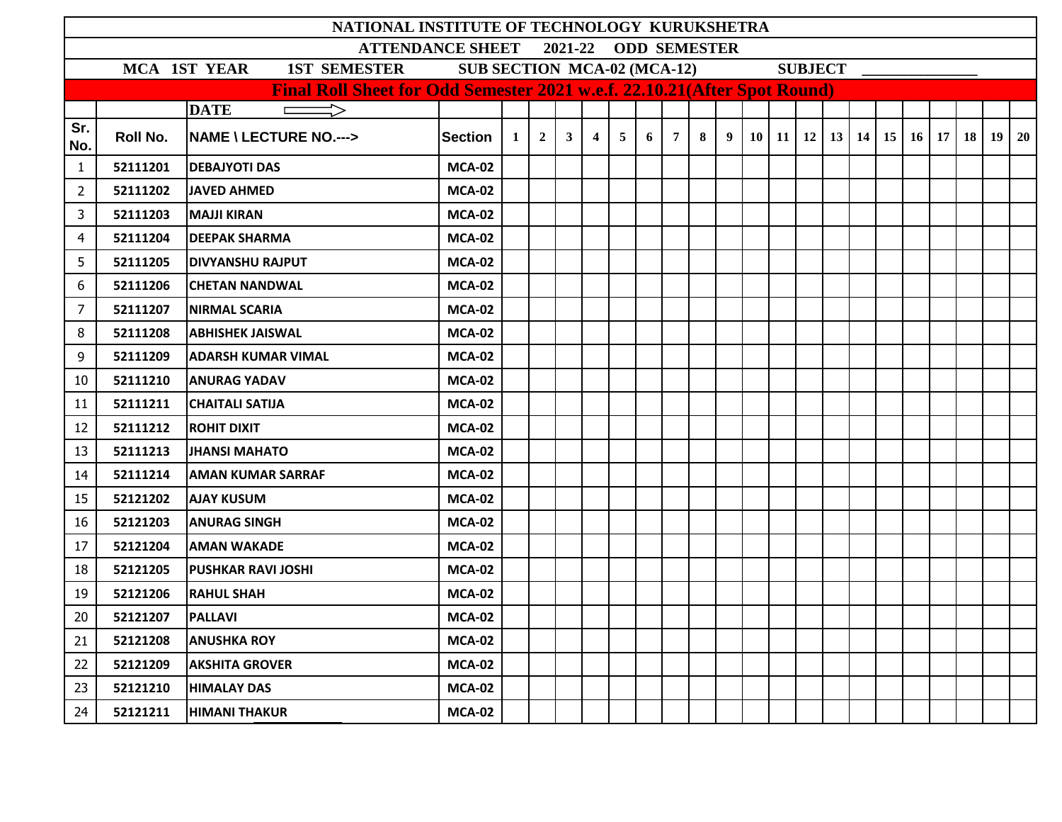# NATIONAL INSTITUTE OF TECHNOLOGY KURUKSHETRA

## ATTENDANCE SHEET 2021-22 ODD SEMESTER

**MCA 1ST YEAR 1ST SEMESTER SUB SECTION MCA-02 (MCA-12) SUBJECT ______________**

**Final Roll Sheet for Odd Semester 2021 w.e.f. 22.10.21(After Spot Round)**

| | | DATE ⟹ | | | | | | | | | | | | | | | | | | | | | |
|---|---|---|---|---|---|---|---|---|---|---|---|---|---|---|---|---|---|---|---|---|---|---|---|
| Sr. No. | Roll No. | NAME \ LECTURE NO.---> | Section | 1 | 2 | 3 | 4 | 5 | 6 | 7 | 8 | 9 | 10 | 11 | 12 | 13 | 14 | 15 | 16 | 17 | 18 | 19 | 20 |
| 1 | 52111201 | DEBAJYOTI DAS | MCA-02 | | | | | | | | | | | | | | | | | | | | |
| 2 | 52111202 | JAVED AHMED | MCA-02 | | | | | | | | | | | | | | | | | | | | |
| 3 | 52111203 | MAJJI KIRAN | MCA-02 | | | | | | | | | | | | | | | | | | | | |
| 4 | 52111204 | DEEPAK SHARMA | MCA-02 | | | | | | | | | | | | | | | | | | | | |
| 5 | 52111205 | DIVYANSHU RAJPUT | MCA-02 | | | | | | | | | | | | | | | | | | | | |
| 6 | 52111206 | CHETAN NANDWAL | MCA-02 | | | | | | | | | | | | | | | | | | | | |
| 7 | 52111207 | NIRMAL SCARIA | MCA-02 | | | | | | | | | | | | | | | | | | | | |
| 8 | 52111208 | ABHISHEK JAISWAL | MCA-02 | | | | | | | | | | | | | | | | | | | | |
| 9 | 52111209 | ADARSH KUMAR VIMAL | MCA-02 | | | | | | | | | | | | | | | | | | | | |
| 10 | 52111210 | ANURAG YADAV | MCA-02 | | | | | | | | | | | | | | | | | | | | |
| 11 | 52111211 | CHAITALI SATIJA | MCA-02 | | | | | | | | | | | | | | | | | | | | |
| 12 | 52111212 | ROHIT DIXIT | MCA-02 | | | | | | | | | | | | | | | | | | | | |
| 13 | 52111213 | JHANSI MAHATO | MCA-02 | | | | | | | | | | | | | | | | | | | | |
| 14 | 52111214 | AMAN KUMAR SARRAF | MCA-02 | | | | | | | | | | | | | | | | | | | | |
| 15 | 52121202 | AJAY KUSUM | MCA-02 | | | | | | | | | | | | | | | | | | | | |
| 16 | 52121203 | ANURAG SINGH | MCA-02 | | | | | | | | | | | | | | | | | | | | |
| 17 | 52121204 | AMAN WAKADE | MCA-02 | | | | | | | | | | | | | | | | | | | | |
| 18 | 52121205 | PUSHKAR RAVI JOSHI | MCA-02 | | | | | | | | | | | | | | | | | | | | |
| 19 | 52121206 | RAHUL SHAH | MCA-02 | | | | | | | | | | | | | | | | | | | | |
| 20 | 52121207 | PALLAVI | MCA-02 | | | | | | | | | | | | | | | | | | | | |
| 21 | 52121208 | ANUSHKA ROY | MCA-02 | | | | | | | | | | | | | | | | | | | | |
| 22 | 52121209 | AKSHITA GROVER | MCA-02 | | | | | | | | | | | | | | | | | | | | |
| 23 | 52121210 | HIMALAY DAS | MCA-02 | | | | | | | | | | | | | | | | | | | | |
| 24 | 52121211 | HIMANI THAKUR | MCA-02 | | | | | | | | | | | | | | | | | | | | |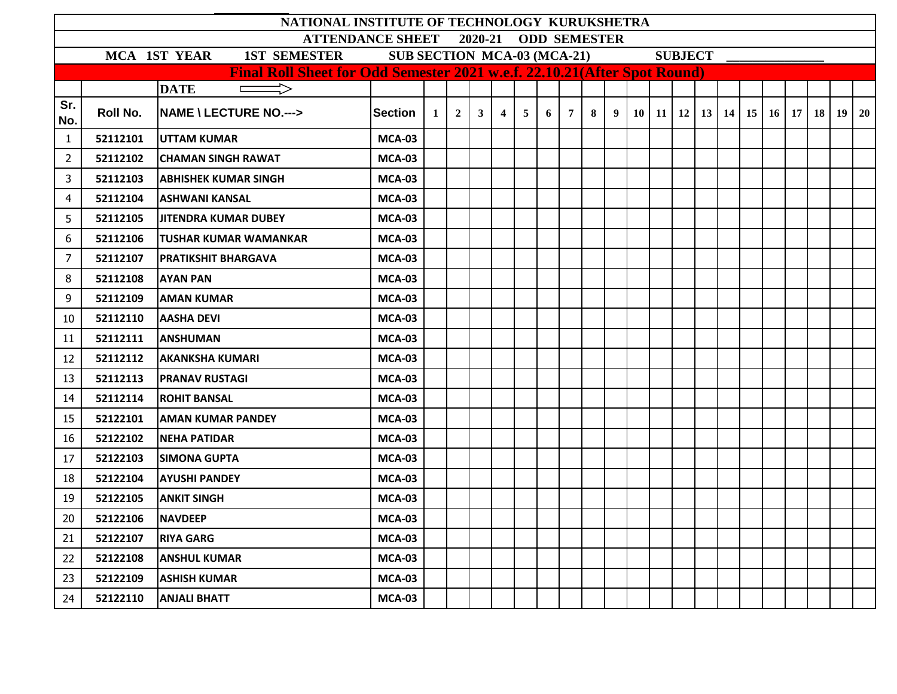# NATIONAL INSTITUTE OF TECHNOLOGY KURUKSHETRA

## ATTENDANCE SHEET 2020-21 ODD SEMESTER

**MCA 1ST YEAR 1ST SEMESTER SUB SECTION MCA-03 (MCA-21) SUBJECT ______________**

**Final Roll Sheet for Odd Semester 2021 w.e.f. 22.10.21(After Spot Round)**

| | | DATE ⟹ | | | | | | | | | | | | | | | | | | | | | |
|---|---|---|---|---|---|---|---|---|---|---|---|---|---|---|---|---|---|---|---|---|---|---|---|
| Sr. No. | Roll No. | NAME \ LECTURE NO.---> | Section | 1 | 2 | 3 | 4 | 5 | 6 | 7 | 8 | 9 | 10 | 11 | 12 | 13 | 14 | 15 | 16 | 17 | 18 | 19 | 20 |
| 1 | 52112101 | UTTAM KUMAR | MCA-03 | | | | | | | | | | | | | | | | | | | | |
| 2 | 52112102 | CHAMAN SINGH RAWAT | MCA-03 | | | | | | | | | | | | | | | | | | | | |
| 3 | 52112103 | ABHISHEK KUMAR SINGH | MCA-03 | | | | | | | | | | | | | | | | | | | | |
| 4 | 52112104 | ASHWANI KANSAL | MCA-03 | | | | | | | | | | | | | | | | | | | | |
| 5 | 52112105 | JITENDRA KUMAR DUBEY | MCA-03 | | | | | | | | | | | | | | | | | | | | |
| 6 | 52112106 | TUSHAR KUMAR WAMANKAR | MCA-03 | | | | | | | | | | | | | | | | | | | | |
| 7 | 52112107 | PRATIKSHIT BHARGAVA | MCA-03 | | | | | | | | | | | | | | | | | | | | |
| 8 | 52112108 | AYAN PAN | MCA-03 | | | | | | | | | | | | | | | | | | | | |
| 9 | 52112109 | AMAN KUMAR | MCA-03 | | | | | | | | | | | | | | | | | | | | |
| 10 | 52112110 | AASHA DEVI | MCA-03 | | | | | | | | | | | | | | | | | | | | |
| 11 | 52112111 | ANSHUMAN | MCA-03 | | | | | | | | | | | | | | | | | | | | |
| 12 | 52112112 | AKANKSHA KUMARI | MCA-03 | | | | | | | | | | | | | | | | | | | | |
| 13 | 52112113 | PRANAV RUSTAGI | MCA-03 | | | | | | | | | | | | | | | | | | | | |
| 14 | 52112114 | ROHIT BANSAL | MCA-03 | | | | | | | | | | | | | | | | | | | | |
| 15 | 52122101 | AMAN KUMAR PANDEY | MCA-03 | | | | | | | | | | | | | | | | | | | | |
| 16 | 52122102 | NEHA PATIDAR | MCA-03 | | | | | | | | | | | | | | | | | | | | |
| 17 | 52122103 | SIMONA GUPTA | MCA-03 | | | | | | | | | | | | | | | | | | | | |
| 18 | 52122104 | AYUSHI PANDEY | MCA-03 | | | | | | | | | | | | | | | | | | | | |
| 19 | 52122105 | ANKIT SINGH | MCA-03 | | | | | | | | | | | | | | | | | | | | |
| 20 | 52122106 | NAVDEEP | MCA-03 | | | | | | | | | | | | | | | | | | | | |
| 21 | 52122107 | RIYA GARG | MCA-03 | | | | | | | | | | | | | | | | | | | | |
| 22 | 52122108 | ANSHUL KUMAR | MCA-03 | | | | | | | | | | | | | | | | | | | | |
| 23 | 52122109 | ASHISH KUMAR | MCA-03 | | | | | | | | | | | | | | | | | | | | |
| 24 | 52122110 | ANJALI BHATT | MCA-03 | | | | | | | | | | | | | | | | | | | | |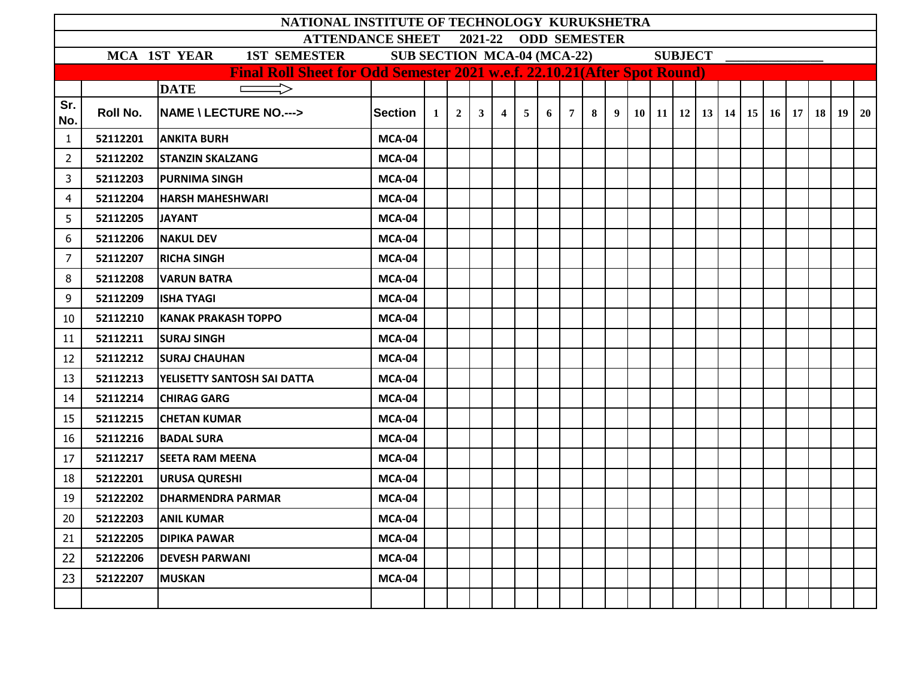# NATIONAL INSTITUTE OF TECHNOLOGY KURUKSHETRA

## ATTENDANCE SHEET 2021-22 ODD SEMESTER

**MCA 1ST YEAR 1ST SEMESTER SUB SECTION MCA-04 (MCA-22) SUBJECT ______________**

**Final Roll Sheet for Odd Semester 2021 w.e.f. 22.10.21(After Spot Round)**

| | | DATE ⟹ | | | | | | | | | | | | | | | | | | | | | |
|---|---|---|---|---|---|---|---|---|---|---|---|---|---|---|---|---|---|---|---|---|---|---|---|
| Sr. No. | Roll No. | NAME \ LECTURE NO.---> | Section | 1 | 2 | 3 | 4 | 5 | 6 | 7 | 8 | 9 | 10 | 11 | 12 | 13 | 14 | 15 | 16 | 17 | 18 | 19 | 20 |
| 1 | 52112201 | ANKITA BURH | MCA-04 | | | | | | | | | | | | | | | | | | | | |
| 2 | 52112202 | STANZIN SKALZANG | MCA-04 | | | | | | | | | | | | | | | | | | | | |
| 3 | 52112203 | PURNIMA SINGH | MCA-04 | | | | | | | | | | | | | | | | | | | | |
| 4 | 52112204 | HARSH MAHESHWARI | MCA-04 | | | | | | | | | | | | | | | | | | | | |
| 5 | 52112205 | JAYANT | MCA-04 | | | | | | | | | | | | | | | | | | | | |
| 6 | 52112206 | NAKUL DEV | MCA-04 | | | | | | | | | | | | | | | | | | | | |
| 7 | 52112207 | RICHA SINGH | MCA-04 | | | | | | | | | | | | | | | | | | | | |
| 8 | 52112208 | VARUN BATRA | MCA-04 | | | | | | | | | | | | | | | | | | | | |
| 9 | 52112209 | ISHA TYAGI | MCA-04 | | | | | | | | | | | | | | | | | | | | |
| 10 | 52112210 | KANAK PRAKASH TOPPO | MCA-04 | | | | | | | | | | | | | | | | | | | | |
| 11 | 52112211 | SURAJ SINGH | MCA-04 | | | | | | | | | | | | | | | | | | | | |
| 12 | 52112212 | SURAJ CHAUHAN | MCA-04 | | | | | | | | | | | | | | | | | | | | |
| 13 | 52112213 | YELISETTY SANTOSH SAI DATTA | MCA-04 | | | | | | | | | | | | | | | | | | | | |
| 14 | 52112214 | CHIRAG GARG | MCA-04 | | | | | | | | | | | | | | | | | | | | |
| 15 | 52112215 | CHETAN KUMAR | MCA-04 | | | | | | | | | | | | | | | | | | | | |
| 16 | 52112216 | BADAL SURA | MCA-04 | | | | | | | | | | | | | | | | | | | | |
| 17 | 52112217 | SEETA RAM MEENA | MCA-04 | | | | | | | | | | | | | | | | | | | | |
| 18 | 52122201 | URUSA QURESHI | MCA-04 | | | | | | | | | | | | | | | | | | | | |
| 19 | 52122202 | DHARMENDRA PARMAR | MCA-04 | | | | | | | | | | | | | | | | | | | | |
| 20 | 52122203 | ANIL KUMAR | MCA-04 | | | | | | | | | | | | | | | | | | | | |
| 21 | 52122205 | DIPIKA PAWAR | MCA-04 | | | | | | | | | | | | | | | | | | | | |
| 22 | 52122206 | DEVESH PARWANI | MCA-04 | | | | | | | | | | | | | | | | | | | | |
| 23 | 52122207 | MUSKAN | MCA-04 | | | | | | | | | | | | | | | | | | | | |
| | | | | | | | | | | | | | | | | | | | | | | | |